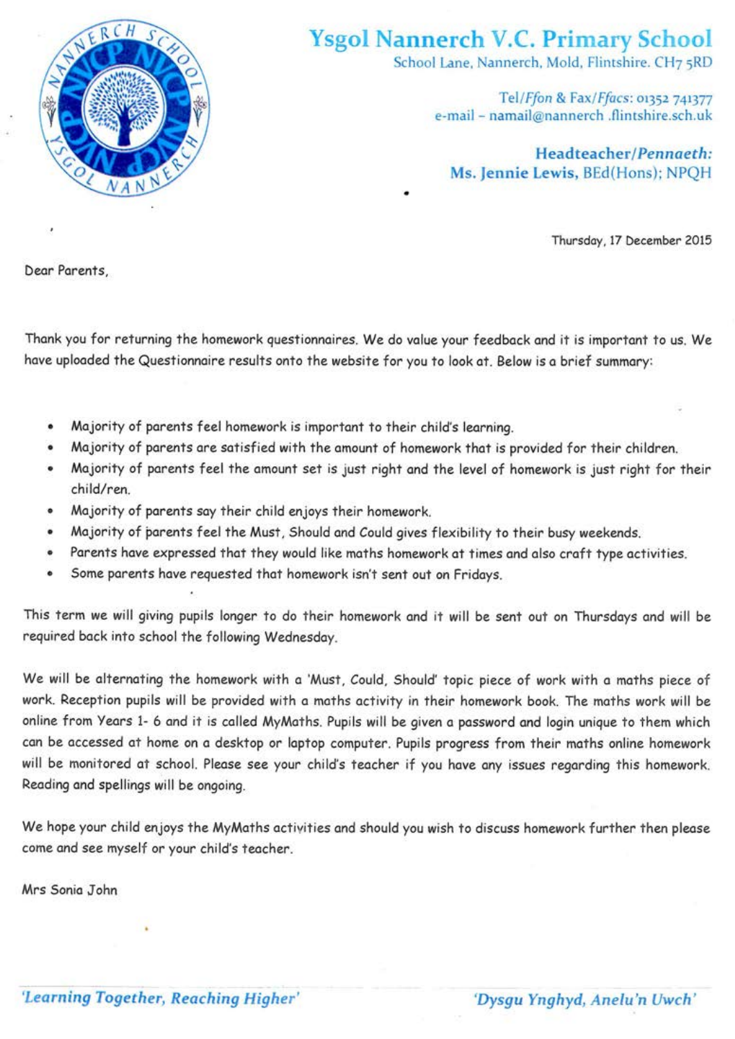# Ysgol Nannerch V.C. Primary School

School Lane, Nannerch, Mold, Flintshire. CH7 5RD

Tel/*Ffon* & Fax/*Ffacs*: 01352 741377
e-mail – namail@nannerch .flintshire.sch.uk

**Headteacher/*Pennaeth*:**
**Ms. Jennie Lewis,** BEd(Hons); NPQH

Thursday, 17 December 2015

Dear Parents,

Thank you for returning the homework questionnaires. We do value your feedback and it is important to us. We have uploaded the Questionnaire results onto the website for you to look at. Below is a brief summary:

- Majority of parents feel homework is important to their child's learning.
- Majority of parents are satisfied with the amount of homework that is provided for their children.
- Majority of parents feel the amount set is just right and the level of homework is just right for their child/ren.
- Majority of parents say their child enjoys their homework.
- Majority of parents feel the Must, Should and Could gives flexibility to their busy weekends.
- Parents have expressed that they would like maths homework at times and also craft type activities.
- Some parents have requested that homework isn't sent out on Fridays.

This term we will giving pupils longer to do their homework and it will be sent out on Thursdays and will be required back into school the following Wednesday.

We will be alternating the homework with a 'Must, Could, Should' topic piece of work with a maths piece of work. Reception pupils will be provided with a maths activity in their homework book. The maths work will be online from Years 1- 6 and it is called MyMaths. Pupils will be given a password and login unique to them which can be accessed at home on a desktop or laptop computer. Pupils progress from their maths online homework will be monitored at school. Please see your child's teacher if you have any issues regarding this homework. Reading and spellings will be ongoing.

We hope your child enjoys the MyMaths activities and should you wish to discuss homework further then please come and see myself or your child's teacher.

Mrs Sonia John

*'Learning Together, Reaching Higher'* *'Dysgu Ynghyd, Anelu'n Uwch'*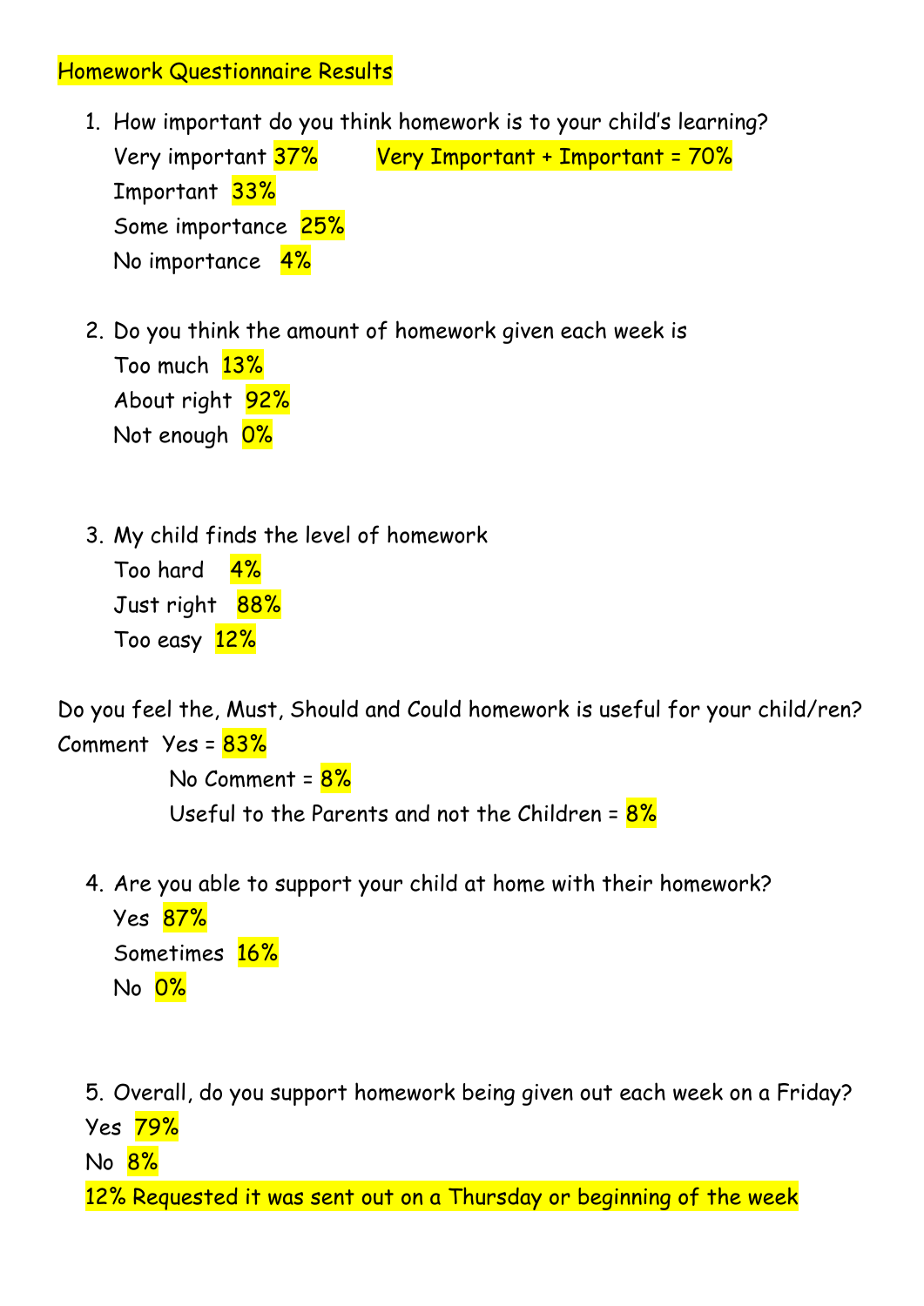# Homework Questionnaire Results

1. How important do you think homework is to your child's learning?
   Very important 37%   Very Important + Important = 70%
   Important 33%
   Some importance 25%
   No importance 4%

2. Do you think the amount of homework given each week is
   Too much 13%
   About right 92%
   Not enough 0%

3. My child finds the level of homework
   Too hard 4%
   Just right 88%
   Too easy 12%

Do you feel the, Must, Should and Could homework is useful for your child/ren?
Comment Yes = 83%
No Comment = 8%
Useful to the Parents and not the Children = 8%

4. Are you able to support your child at home with their homework?
   Yes 87%
   Sometimes 16%
   No 0%

5. Overall, do you support homework being given out each week on a Friday?
   Yes 79%
   No 8%
   12% Requested it was sent out on a Thursday or beginning of the week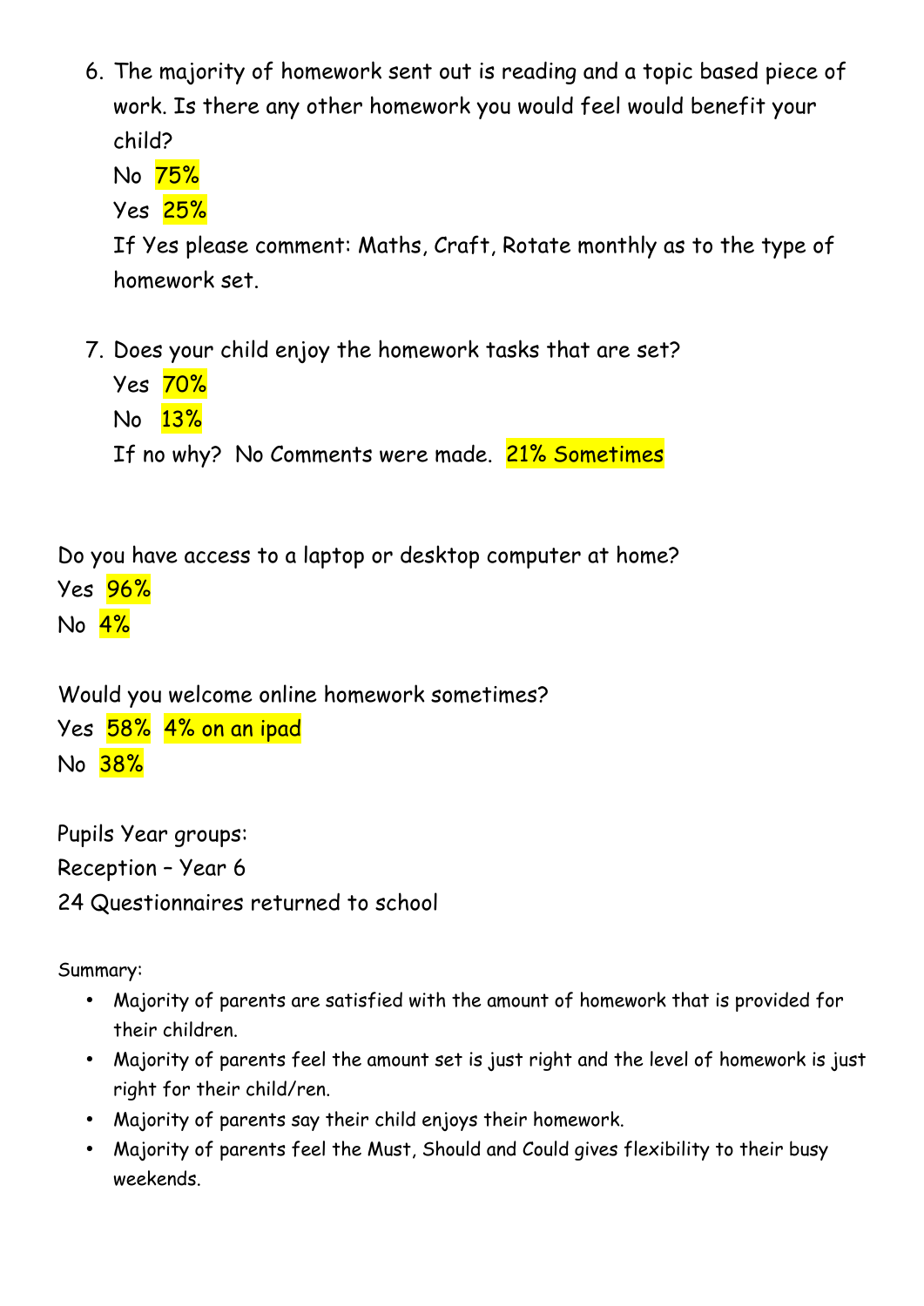6. The majority of homework sent out is reading and a topic based piece of work. Is there any other homework you would feel would benefit your child?

   No 75%

   Yes 25%

   If Yes please comment: Maths, Craft, Rotate monthly as to the type of homework set.

7. Does your child enjoy the homework tasks that are set?

   Yes 70%

   No 13%

   If no why? No Comments were made. 21% Sometimes

Do you have access to a laptop or desktop computer at home?

Yes 96%

No 4%

Would you welcome online homework sometimes?

Yes 58% 4% on an ipad

No 38%

Pupils Year groups:

Reception – Year 6

24 Questionnaires returned to school

Summary:

- Majority of parents are satisfied with the amount of homework that is provided for their children.
- Majority of parents feel the amount set is just right and the level of homework is just right for their child/ren.
- Majority of parents say their child enjoys their homework.
- Majority of parents feel the Must, Should and Could gives flexibility to their busy weekends.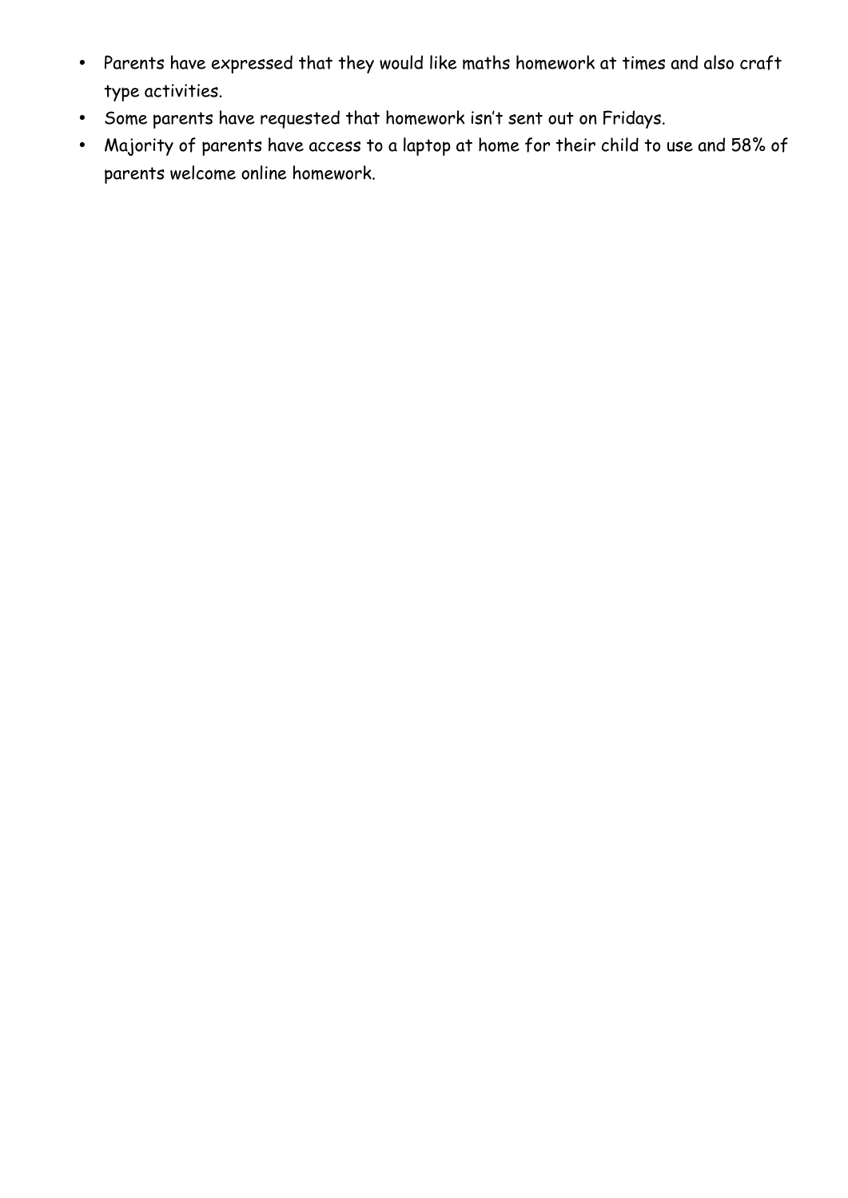- Parents have expressed that they would like maths homework at times and also craft type activities.
- Some parents have requested that homework isn't sent out on Fridays.
- Majority of parents have access to a laptop at home for their child to use and 58% of parents welcome online homework.